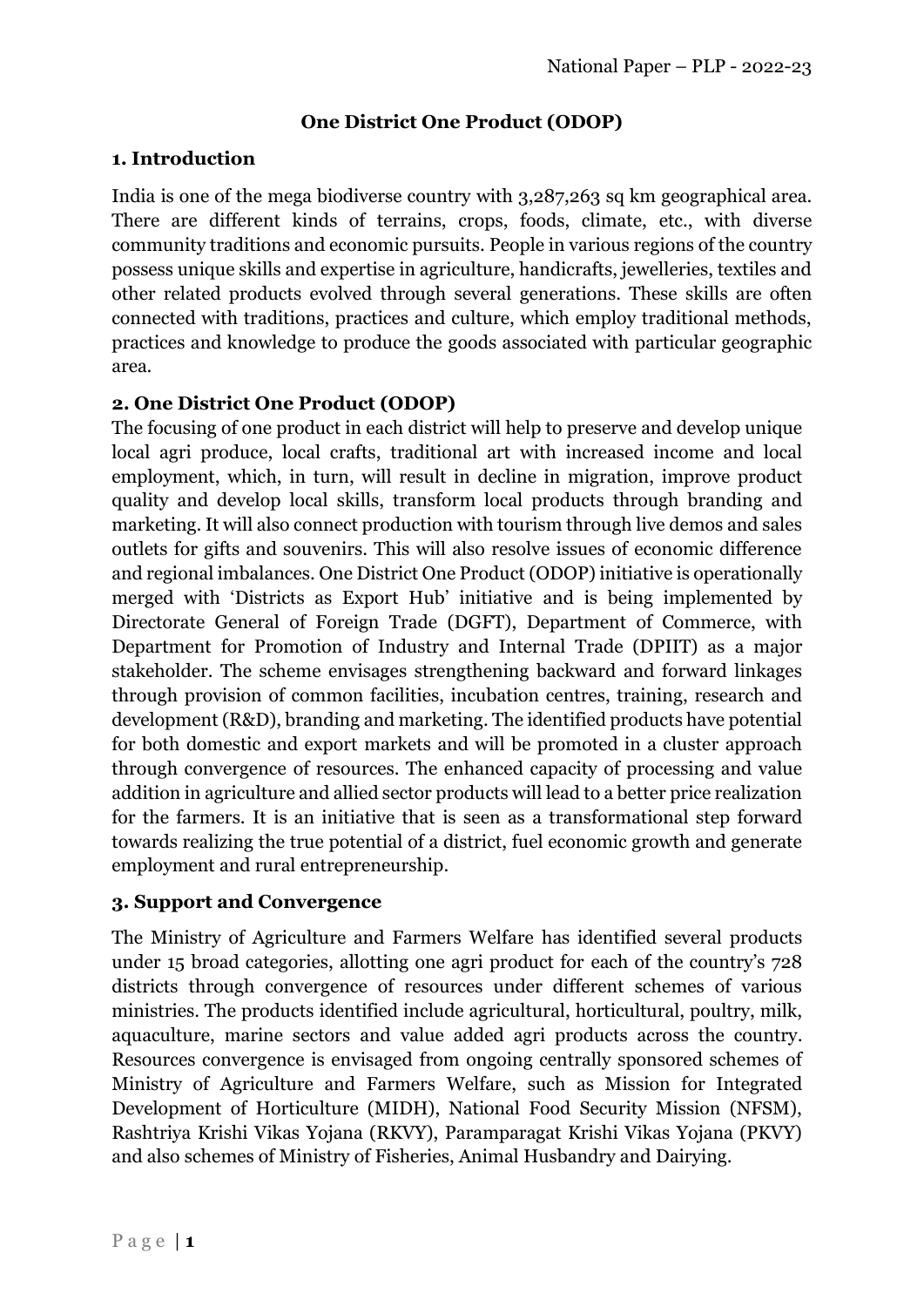# One District One Product (ODOP)

## 1. Introduction

India is one of the mega biodiverse country with 3,287,263 sq km geographical area. There are different kinds of terrains, crops, foods, climate, etc., with diverse community traditions and economic pursuits. People in various regions of the country possess unique skills and expertise in agriculture, handicrafts, jewelleries, textiles and other related products evolved through several generations. These skills are often connected with traditions, practices and culture, which employ traditional methods, practices and knowledge to produce the goods associated with particular geographic area.

## 2. One District One Product (ODOP)

The focusing of one product in each district will help to preserve and develop unique local agri produce, local crafts, traditional art with increased income and local employment, which, in turn, will result in decline in migration, improve product quality and develop local skills, transform local products through branding and marketing. It will also connect production with tourism through live demos and sales outlets for gifts and souvenirs. This will also resolve issues of economic difference and regional imbalances. One District One Product (ODOP) initiative is operationally merged with 'Districts as Export Hub' initiative and is being implemented by Directorate General of Foreign Trade (DGFT), Department of Commerce, with Department for Promotion of Industry and Internal Trade (DPIIT) as a major stakeholder. The scheme envisages strengthening backward and forward linkages through provision of common facilities, incubation centres, training, research and development (R&D), branding and marketing. The identified products have potential for both domestic and export markets and will be promoted in a cluster approach through convergence of resources. The enhanced capacity of processing and value addition in agriculture and allied sector products will lead to a better price realization for the farmers. It is an initiative that is seen as a transformational step forward towards realizing the true potential of a district, fuel economic growth and generate employment and rural entrepreneurship.

## 3. Support and Convergence

The Ministry of Agriculture and Farmers Welfare has identified several products under 15 broad categories, allotting one agri product for each of the country's 728 districts through convergence of resources under different schemes of various ministries. The products identified include agricultural, horticultural, poultry, milk, aquaculture, marine sectors and value added agri products across the country. Resources convergence is envisaged from ongoing centrally sponsored schemes of Ministry of Agriculture and Farmers Welfare, such as Mission for Integrated Development of Horticulture (MIDH), National Food Security Mission (NFSM), Rashtriya Krishi Vikas Yojana (RKVY), Paramparagat Krishi Vikas Yojana (PKVY) and also schemes of Ministry of Fisheries, Animal Husbandry and Dairying.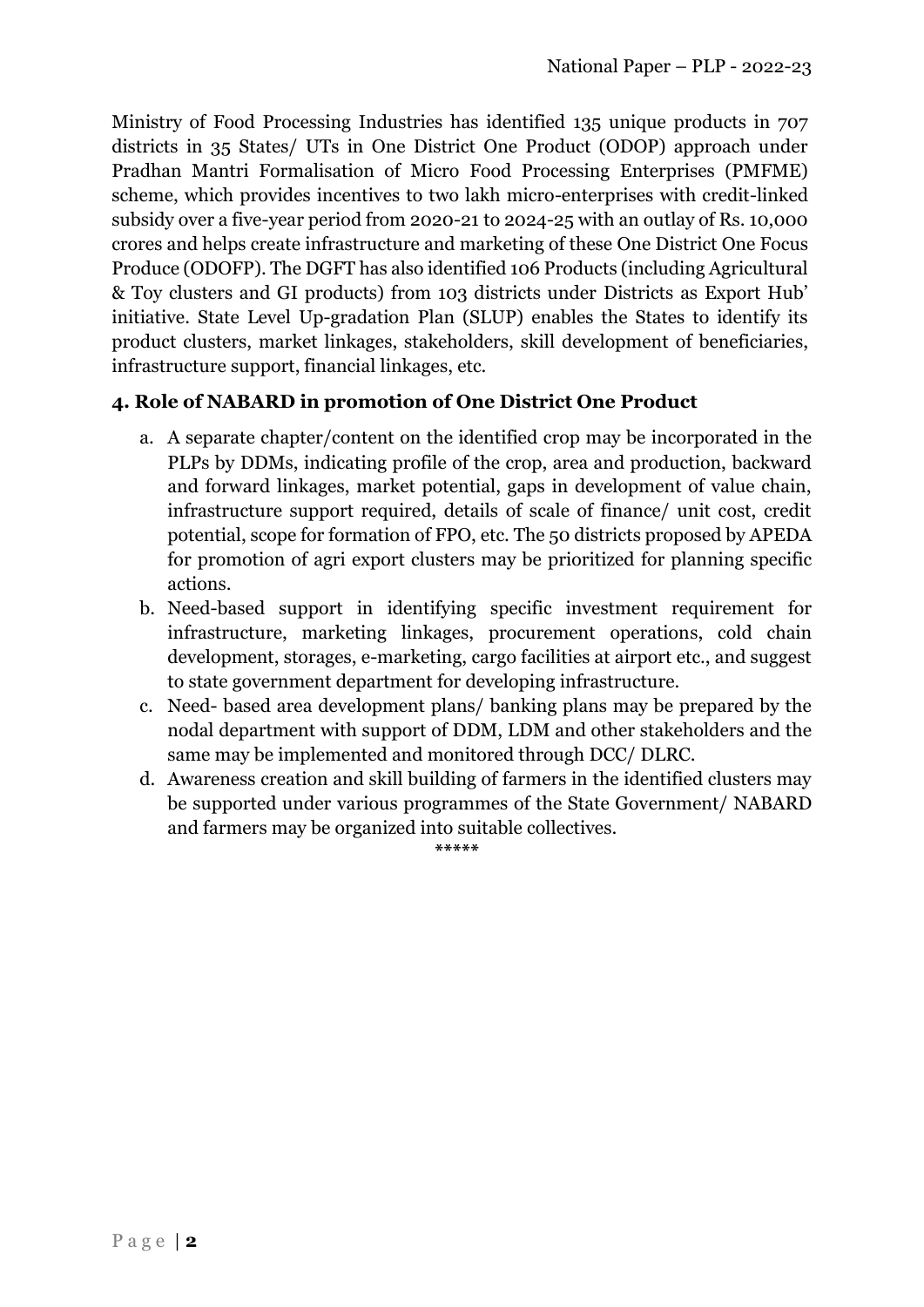Ministry of Food Processing Industries has identified 135 unique products in 707 districts in 35 States/ UTs in One District One Product (ODOP) approach under Pradhan Mantri Formalisation of Micro Food Processing Enterprises (PMFME) scheme, which provides incentives to two lakh micro-enterprises with credit-linked subsidy over a five-year period from 2020-21 to 2024-25 with an outlay of Rs. 10,000 crores and helps create infrastructure and marketing of these One District One Focus Produce (ODOFP). The DGFT has also identified 106 Products (including Agricultural & Toy clusters and GI products) from 103 districts under Districts as Export Hub' initiative. State Level Up-gradation Plan (SLUP) enables the States to identify its product clusters, market linkages, stakeholders, skill development of beneficiaries, infrastructure support, financial linkages, etc.

### 4. Role of NABARD in promotion of One District One Product

a. A separate chapter/content on the identified crop may be incorporated in the PLPs by DDMs, indicating profile of the crop, area and production, backward and forward linkages, market potential, gaps in development of value chain, infrastructure support required, details of scale of finance/ unit cost, credit potential, scope for formation of FPO, etc. The 50 districts proposed by APEDA for promotion of agri export clusters may be prioritized for planning specific actions.

b. Need-based support in identifying specific investment requirement for infrastructure, marketing linkages, procurement operations, cold chain development, storages, e-marketing, cargo facilities at airport etc., and suggest to state government department for developing infrastructure.

c. Need- based area development plans/ banking plans may be prepared by the nodal department with support of DDM, LDM and other stakeholders and the same may be implemented and monitored through DCC/ DLRC.

d. Awareness creation and skill building of farmers in the identified clusters may be supported under various programmes of the State Government/ NABARD and farmers may be organized into suitable collectives.

*****